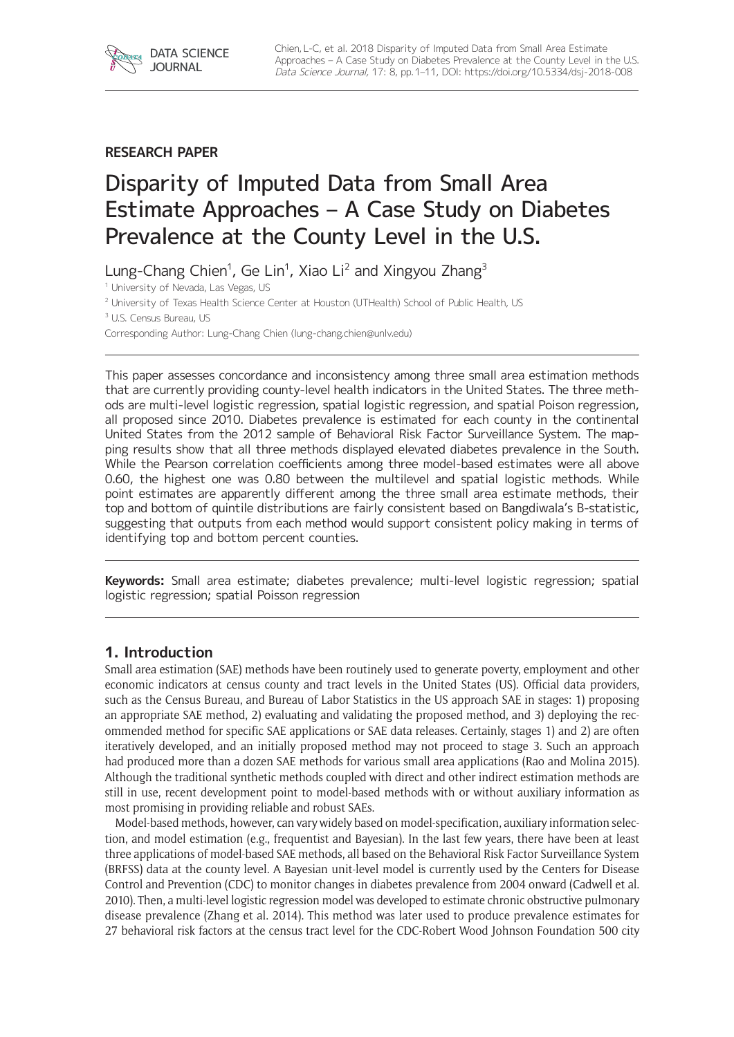RESEARCH PAPER

# Disparity of Imputed Data from Small Area Estimate Approaches – A Case Study on Diabetes Prevalence at the County Level in the U.S.

Lung-Chang Chien[1], Ge Lin[1], Xiao Li[2] and Xingyou Zhang[3]

[1] University of Nevada, Las Vegas, US

[2] University of Texas Health Science Center at Houston (UTHealth) School of Public Health, US

[3] U.S. Census Bureau, US

Corresponding Author: Lung-Chang Chien (lung-chang.chien@unlv.edu)

This paper assesses concordance and inconsistency among three small area estimation methods that are currently providing county-level health indicators in the United States. The three methods are multi-level logistic regression, spatial logistic regression, and spatial Poison regression, all proposed since 2010. Diabetes prevalence is estimated for each county in the continental United States from the 2012 sample of Behavioral Risk Factor Surveillance System. The mapping results show that all three methods displayed elevated diabetes prevalence in the South. While the Pearson correlation coefficients among three model-based estimates were all above 0.60, the highest one was 0.80 between the multilevel and spatial logistic methods. While point estimates are apparently different among the three small area estimate methods, their top and bottom of quintile distributions are fairly consistent based on Bangdiwala's B-statistic, suggesting that outputs from each method would support consistent policy making in terms of identifying top and bottom percent counties.

**Keywords:** Small area estimate; diabetes prevalence; multi-level logistic regression; spatial logistic regression; spatial Poisson regression

## 1. Introduction

Small area estimation (SAE) methods have been routinely used to generate poverty, employment and other economic indicators at census county and tract levels in the United States (US). Official data providers, such as the Census Bureau, and Bureau of Labor Statistics in the US approach SAE in stages: 1) proposing an appropriate SAE method, 2) evaluating and validating the proposed method, and 3) deploying the recommended method for specific SAE applications or SAE data releases. Certainly, stages 1) and 2) are often iteratively developed, and an initially proposed method may not proceed to stage 3. Such an approach had produced more than a dozen SAE methods for various small area applications (Rao and Molina 2015). Although the traditional synthetic methods coupled with direct and other indirect estimation methods are still in use, recent development point to model-based methods with or without auxiliary information as most promising in providing reliable and robust SAEs.

Model-based methods, however, can vary widely based on model-specification, auxiliary information selection, and model estimation (e.g., frequentist and Bayesian). In the last few years, there have been at least three applications of model-based SAE methods, all based on the Behavioral Risk Factor Surveillance System (BRFSS) data at the county level. A Bayesian unit-level model is currently used by the Centers for Disease Control and Prevention (CDC) to monitor changes in diabetes prevalence from 2004 onward (Cadwell et al. 2010). Then, a multi-level logistic regression model was developed to estimate chronic obstructive pulmonary disease prevalence (Zhang et al. 2014). This method was later used to produce prevalence estimates for 27 behavioral risk factors at the census tract level for the CDC-Robert Wood Johnson Foundation 500 city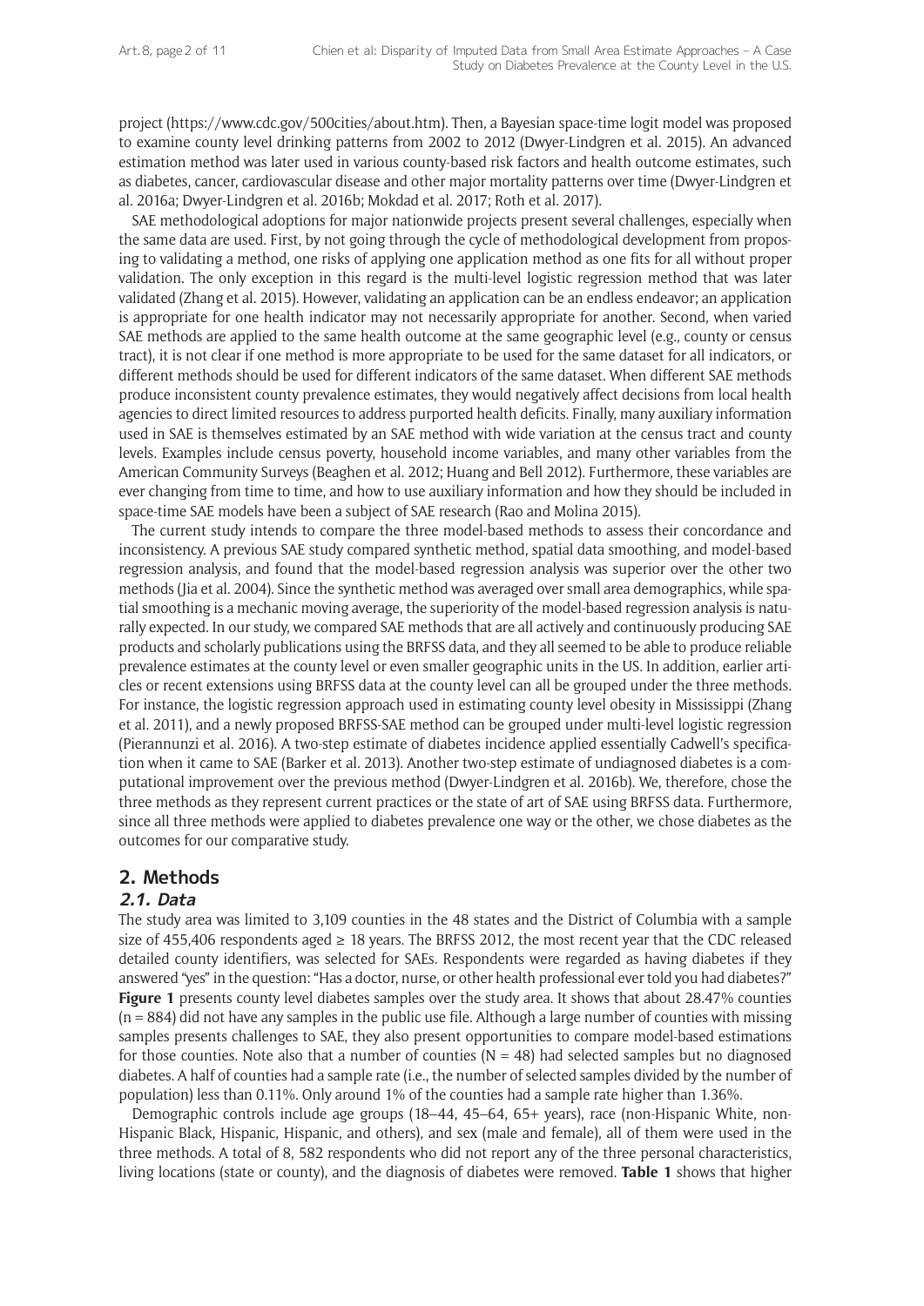project (https://www.cdc.gov/500cities/about.htm). Then, a Bayesian space-time logit model was proposed to examine county level drinking patterns from 2002 to 2012 (Dwyer-Lindgren et al. 2015). An advanced estimation method was later used in various county-based risk factors and health outcome estimates, such as diabetes, cancer, cardiovascular disease and other major mortality patterns over time (Dwyer-Lindgren et al. 2016a; Dwyer-Lindgren et al. 2016b; Mokdad et al. 2017; Roth et al. 2017).

SAE methodological adoptions for major nationwide projects present several challenges, especially when the same data are used. First, by not going through the cycle of methodological development from proposing to validating a method, one risks of applying one application method as one fits for all without proper validation. The only exception in this regard is the multi-level logistic regression method that was later validated (Zhang et al. 2015). However, validating an application can be an endless endeavor; an application is appropriate for one health indicator may not necessarily appropriate for another. Second, when varied SAE methods are applied to the same health outcome at the same geographic level (e.g., county or census tract), it is not clear if one method is more appropriate to be used for the same dataset for all indicators, or different methods should be used for different indicators of the same dataset. When different SAE methods produce inconsistent county prevalence estimates, they would negatively affect decisions from local health agencies to direct limited resources to address purported health deficits. Finally, many auxiliary information used in SAE is themselves estimated by an SAE method with wide variation at the census tract and county levels. Examples include census poverty, household income variables, and many other variables from the American Community Surveys (Beaghen et al. 2012; Huang and Bell 2012). Furthermore, these variables are ever changing from time to time, and how to use auxiliary information and how they should be included in space-time SAE models have been a subject of SAE research (Rao and Molina 2015).

The current study intends to compare the three model-based methods to assess their concordance and inconsistency. A previous SAE study compared synthetic method, spatial data smoothing, and model-based regression analysis, and found that the model-based regression analysis was superior over the other two methods (Jia et al. 2004). Since the synthetic method was averaged over small area demographics, while spatial smoothing is a mechanic moving average, the superiority of the model-based regression analysis is naturally expected. In our study, we compared SAE methods that are all actively and continuously producing SAE products and scholarly publications using the BRFSS data, and they all seemed to be able to produce reliable prevalence estimates at the county level or even smaller geographic units in the US. In addition, earlier articles or recent extensions using BRFSS data at the county level can all be grouped under the three methods. For instance, the logistic regression approach used in estimating county level obesity in Mississippi (Zhang et al. 2011), and a newly proposed BRFSS-SAE method can be grouped under multi-level logistic regression (Pierannunzi et al. 2016). A two-step estimate of diabetes incidence applied essentially Cadwell's specification when it came to SAE (Barker et al. 2013). Another two-step estimate of undiagnosed diabetes is a computational improvement over the previous method (Dwyer-Lindgren et al. 2016b). We, therefore, chose the three methods as they represent current practices or the state of art of SAE using BRFSS data. Furthermore, since all three methods were applied to diabetes prevalence one way or the other, we chose diabetes as the outcomes for our comparative study.

## 2. Methods

### 2.1. Data

The study area was limited to 3,109 counties in the 48 states and the District of Columbia with a sample size of 455,406 respondents aged ≥ 18 years. The BRFSS 2012, the most recent year that the CDC released detailed county identifiers, was selected for SAEs. Respondents were regarded as having diabetes if they answered "yes" in the question: "Has a doctor, nurse, or other health professional ever told you had diabetes?" **Figure 1** presents county level diabetes samples over the study area. It shows that about 28.47% counties (n = 884) did not have any samples in the public use file. Although a large number of counties with missing samples presents challenges to SAE, they also present opportunities to compare model-based estimations for those counties. Note also that a number of counties (N = 48) had selected samples but no diagnosed diabetes. A half of counties had a sample rate (i.e., the number of selected samples divided by the number of population) less than 0.11%. Only around 1% of the counties had a sample rate higher than 1.36%.

Demographic controls include age groups (18–44, 45–64, 65+ years), race (non-Hispanic White, non-Hispanic Black, Hispanic, Hispanic, and others), and sex (male and female), all of them were used in the three methods. A total of 8, 582 respondents who did not report any of the three personal characteristics, living locations (state or county), and the diagnosis of diabetes were removed. **Table 1** shows that higher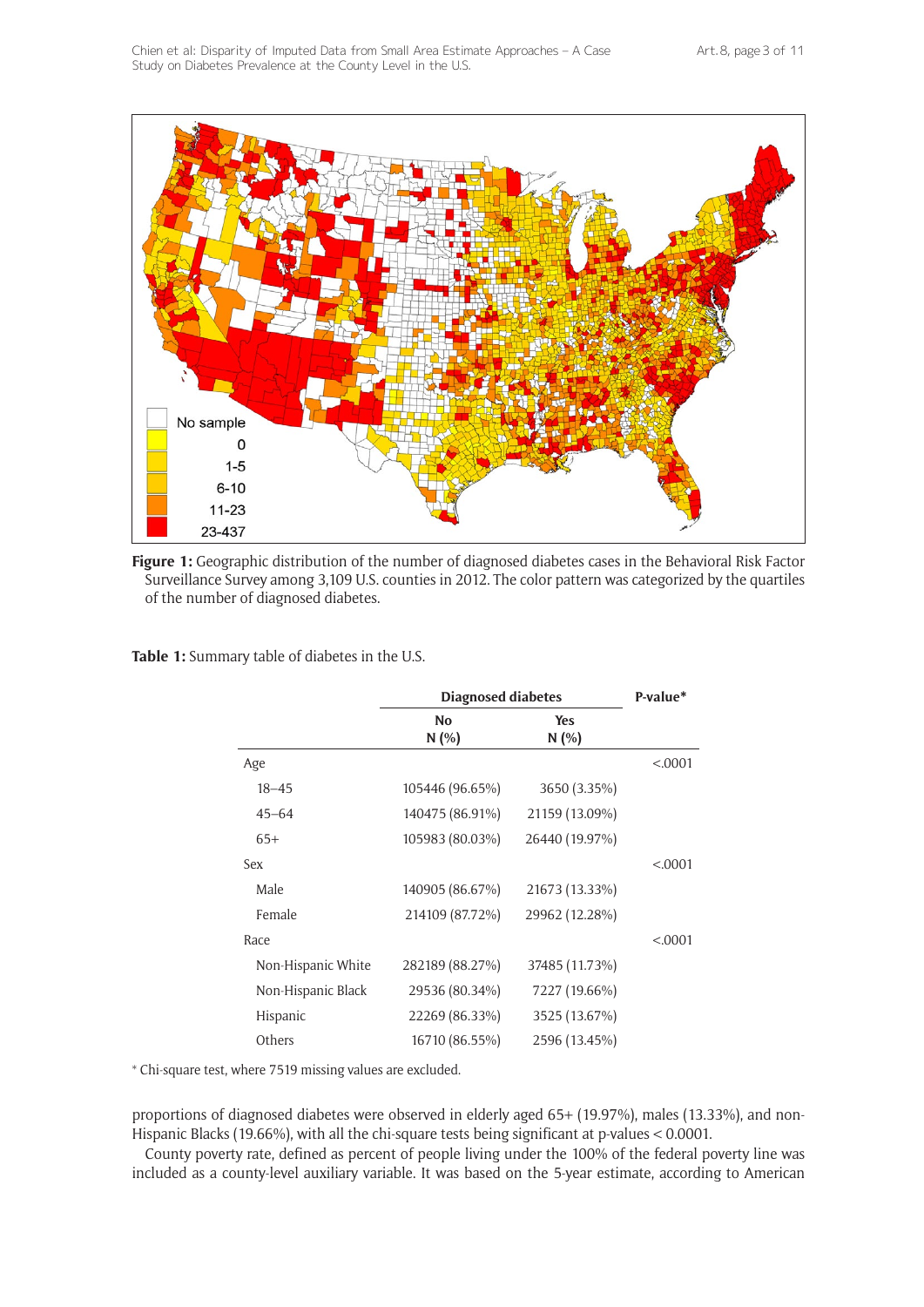**Figure 1:** Geographic distribution of the number of diagnosed diabetes cases in the Behavioral Risk Factor Surveillance Survey among 3,109 U.S. counties in 2012. The color pattern was categorized by the quartiles of the number of diagnosed diabetes.

**Table 1:** Summary table of diabetes in the U.S.

| | Diagnosed diabetes | | P-value* |
|---|---|---|---|
| | **No** N (%) | **Yes** N (%) | |
| Age | | | <.0001 |
| 18–45 | 105446 (96.65%) | 3650 (3.35%) | |
| 45–64 | 140475 (86.91%) | 21159 (13.09%) | |
| 65+ | 105983 (80.03%) | 26440 (19.97%) | |
| Sex | | | <.0001 |
| Male | 140905 (86.67%) | 21673 (13.33%) | |
| Female | 214109 (87.72%) | 29962 (12.28%) | |
| Race | | | <.0001 |
| Non-Hispanic White | 282189 (88.27%) | 37485 (11.73%) | |
| Non-Hispanic Black | 29536 (80.34%) | 7227 (19.66%) | |
| Hispanic | 22269 (86.33%) | 3525 (13.67%) | |
| Others | 16710 (86.55%) | 2596 (13.45%) | |

* Chi-square test, where 7519 missing values are excluded.

proportions of diagnosed diabetes were observed in elderly aged 65+ (19.97%), males (13.33%), and non-Hispanic Blacks (19.66%), with all the chi-square tests being significant at p-values < 0.0001.

County poverty rate, defined as percent of people living under the 100% of the federal poverty line was included as a county-level auxiliary variable. It was based on the 5-year estimate, according to American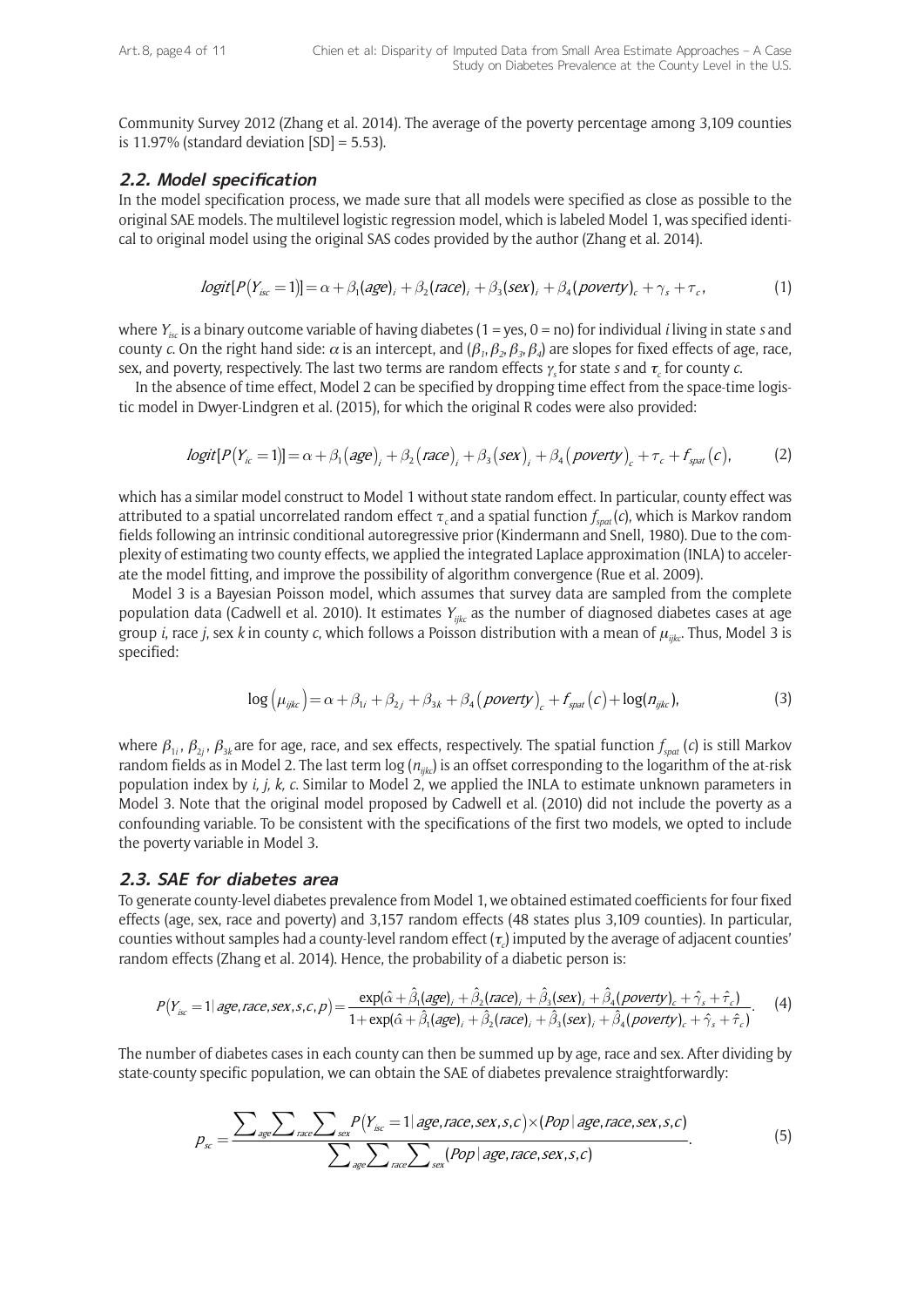Community Survey 2012 (Zhang et al. 2014). The average of the poverty percentage among 3,109 counties is 11.97% (standard deviation [SD] = 5.53).

### 2.2. Model specification

In the model specification process, we made sure that all models were specified as close as possible to the original SAE models. The multilevel logistic regression model, which is labeled Model 1, was specified identical to original model using the original SAS codes provided by the author (Zhang et al. 2014).

$$logit[P(Y_{isc}=1)] = \alpha + \beta_1(age)_i + \beta_2(race)_i + \beta_3(sex)_i + \beta_4(poverty)_c + \gamma_s + \tau_c, \tag{1}$$

where $Y_{isc}$ is a binary outcome variable of having diabetes (1 = yes, 0 = no) for individual $i$ living in state $s$ and county $c$. On the right hand side: $\alpha$ is an intercept, and ($\beta_1, \beta_2, \beta_3, \beta_4$) are slopes for fixed effects of age, race, sex, and poverty, respectively. The last two terms are random effects $\gamma_s$ for state $s$ and $\tau_c$ for county $c$.

In the absence of time effect, Model 2 can be specified by dropping time effect from the space-time logistic model in Dwyer-Lindgren et al. (2015), for which the original R codes were also provided:

$$logit[P(Y_{ic}=1)] = \alpha + \beta_1(age)_i + \beta_2(race)_i + \beta_3(sex)_i + \beta_4(poverty)_c + \tau_c + f_{spat}(c), \tag{2}$$

which has a similar model construct to Model 1 without state random effect. In particular, county effect was attributed to a spatial uncorrelated random effect $\tau_c$ and a spatial function $f_{spat}(c)$, which is Markov random fields following an intrinsic conditional autoregressive prior (Kindermann and Snell, 1980). Due to the complexity of estimating two county effects, we applied the integrated Laplace approximation (INLA) to accelerate the model fitting, and improve the possibility of algorithm convergence (Rue et al. 2009).

Model 3 is a Bayesian Poisson model, which assumes that survey data are sampled from the complete population data (Cadwell et al. 2010). It estimates $Y_{ijkc}$ as the number of diagnosed diabetes cases at age group $i$, race $j$, sex $k$ in county $c$, which follows a Poisson distribution with a mean of $\mu_{ijkc}$. Thus, Model 3 is specified:

$$\log(\mu_{ijkc}) = \alpha + \beta_{1i} + \beta_{2j} + \beta_{3k} + \beta_4(poverty)_c + f_{spat}(c) + \log(n_{ijkc}), \tag{3}$$

where $\beta_{1i}$, $\beta_{2j}$, $\beta_{3k}$ are for age, race, and sex effects, respectively. The spatial function $f_{spat}(c)$ is still Markov random fields as in Model 2. The last term $\log(n_{ijkc})$ is an offset corresponding to the logarithm of the at-risk population index by $i, j, k, c$. Similar to Model 2, we applied the INLA to estimate unknown parameters in Model 3. Note that the original model proposed by Cadwell et al. (2010) did not include the poverty as a confounding variable. To be consistent with the specifications of the first two models, we opted to include the poverty variable in Model 3.

### 2.3. SAE for diabetes area

To generate county-level diabetes prevalence from Model 1, we obtained estimated coefficients for four fixed effects (age, sex, race and poverty) and 3,157 random effects (48 states plus 3,109 counties). In particular, counties without samples had a county-level random effect ($\tau_c$) imputed by the average of adjacent counties' random effects (Zhang et al. 2014). Hence, the probability of a diabetic person is:

$$P(Y_{isc}=1 \mid age, race, sex, s, c, p) = \frac{\exp(\hat{\alpha} + \hat{\beta}_1(age)_i + \hat{\beta}_2(race)_i + \hat{\beta}_3(sex)_i + \hat{\beta}_4(poverty)_c + \hat{\gamma}_s + \hat{\tau}_c)}{1 + \exp(\hat{\alpha} + \hat{\beta}_1(age)_i + \hat{\beta}_2(race)_i + \hat{\beta}_3(sex)_i + \hat{\beta}_4(poverty)_c + \hat{\gamma}_s + \hat{\tau}_c)}. \tag{4}$$

The number of diabetes cases in each county can then be summed up by age, race and sex. After dividing by state-county specific population, we can obtain the SAE of diabetes prevalence straightforwardly:

$$p_{sc} = \frac{\sum_{age}\sum_{race}\sum_{sex} P(Y_{isc}=1 \mid age, race, sex, s, c) \times (Pop \mid age, race, sex, s, c)}{\sum_{age}\sum_{race}\sum_{sex} (Pop \mid age, race, sex, s, c)}. \tag{5}$$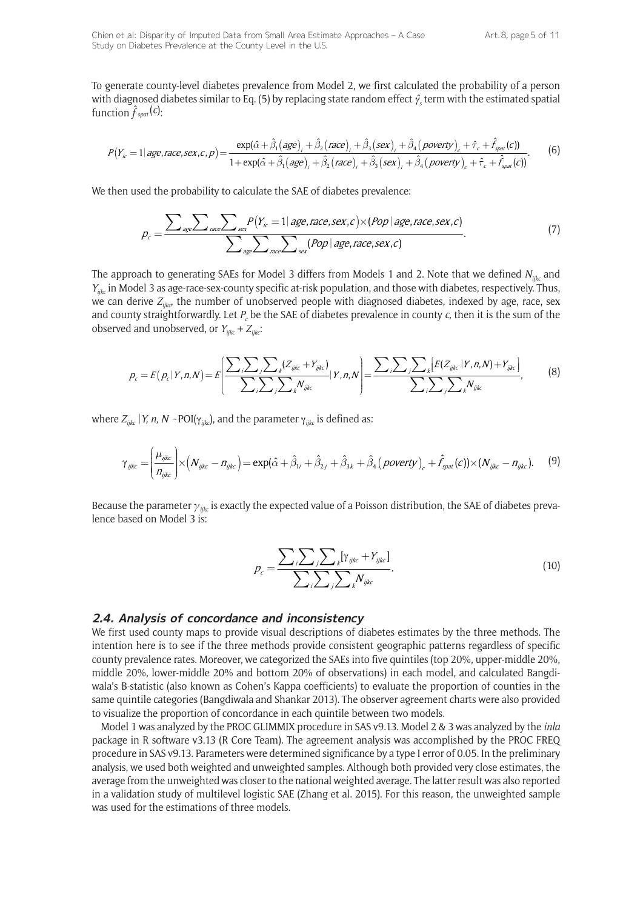To generate county-level diabetes prevalence from Model 2, we first calculated the probability of a person with diagnosed diabetes similar to Eq. (5) by replacing state random effect $\hat{\gamma}_s$ term with the estimated spatial function $\hat{f}_{spat}(c)$:

$$P(Y_{ic}=1|\,age,race,sex,c,p)=\frac{\exp(\hat{\alpha}+\hat{\beta}_1(age)_i+\hat{\beta}_2(race)_i+\hat{\beta}_3(sex)_i+\hat{\beta}_4(poverty)_c+\hat{\tau}_c+\hat{f}_{spat}(c))}{1+\exp(\hat{\alpha}+\hat{\beta}_1(age)_i+\hat{\beta}_2(race)_i+\hat{\beta}_3(sex)_i+\hat{\beta}_4(poverty)_c+\hat{\tau}_c+\hat{f}_{spat}(c))}. \quad (6)$$

We then used the probability to calculate the SAE of diabetes prevalence:

$$p_c=\frac{\sum_{age}\sum_{race}\sum_{sex}P(Y_{ic}=1|\,age,race,sex,c)\times(Pop\,|\,age,race,sex,c)}{\sum_{age}\sum_{race}\sum_{sex}(Pop\,|\,age,race,sex,c)}. \quad (7)$$

The approach to generating SAEs for Model 3 differs from Models 1 and 2. Note that we defined $N_{ijkc}$ and $Y_{ijkc}$ in Model 3 as age-race-sex-county specific at-risk population, and those with diabetes, respectively. Thus, we can derive $Z_{ijkc}$, the number of unobserved people with diagnosed diabetes, indexed by age, race, sex and county straightforwardly. Let $P_c$ be the SAE of diabetes prevalence in county $c$, then it is the sum of the observed and unobserved, or $Y_{ijkc}+Z_{ijkc}$:

$$p_c=E(p_c|\,Y,n,N)=E\left(\frac{\sum_i\sum_j\sum_k(Z_{ijkc}+Y_{ijkc})}{\sum_i\sum_j\sum_k N_{ijkc}}|\,Y,n,N\right)=\frac{\sum_i\sum_j\sum_k\left[E(Z_{ijkc}\,|\,Y,n,N)+Y_{ijkc}\right]}{\sum_i\sum_j\sum_k N_{ijkc}}, \quad (8)$$

where $Z_{ijkc}\,|Y,n,N \sim \mathrm{POI}(\gamma_{ijkc})$, and the parameter $\gamma_{ijkc}$ is defined as:

$$\gamma_{ijkc}=\left(\frac{\mu_{ijkc}}{n_{ijkc}}\right)\times(N_{ijkc}-n_{ijkc})=\exp(\hat{\alpha}+\hat{\beta}_{1i}+\hat{\beta}_{2j}+\hat{\beta}_{3k}+\hat{\beta}_4(poverty)_c+\hat{f}_{spat}(c))\times(N_{ijkc}-n_{ijkc}). \quad (9)$$

Because the parameter $\gamma_{ijkc}$ is exactly the expected value of a Poisson distribution, the SAE of diabetes prevalence based on Model 3 is:

$$p_c=\frac{\sum_i\sum_j\sum_k[\gamma_{ijkc}+Y_{ijkc}]}{\sum_i\sum_j\sum_k N_{ijkc}}. \quad (10)$$

### 2.4. Analysis of concordance and inconsistency

We first used county maps to provide visual descriptions of diabetes estimates by the three methods. The intention here is to see if the three methods provide consistent geographic patterns regardless of specific county prevalence rates. Moreover, we categorized the SAEs into five quintiles (top 20%, upper-middle 20%, middle 20%, lower-middle 20% and bottom 20% of observations) in each model, and calculated Bangdiwala's B-statistic (also known as Cohen's Kappa coefficients) to evaluate the proportion of counties in the same quintile categories (Bangdiwala and Shankar 2013). The observer agreement charts were also provided to visualize the proportion of concordance in each quintile between two models.

Model 1 was analyzed by the PROC GLIMMIX procedure in SAS v9.13. Model 2 & 3 was analyzed by the *inla* package in R software v3.13 (R Core Team). The agreement analysis was accomplished by the PROC FREQ procedure in SAS v9.13. Parameters were determined significance by a type I error of 0.05. In the preliminary analysis, we used both weighted and unweighted samples. Although both provided very close estimates, the average from the unweighted was closer to the national weighted average. The latter result was also reported in a validation study of multilevel logistic SAE (Zhang et al. 2015). For this reason, the unweighted sample was used for the estimations of three models.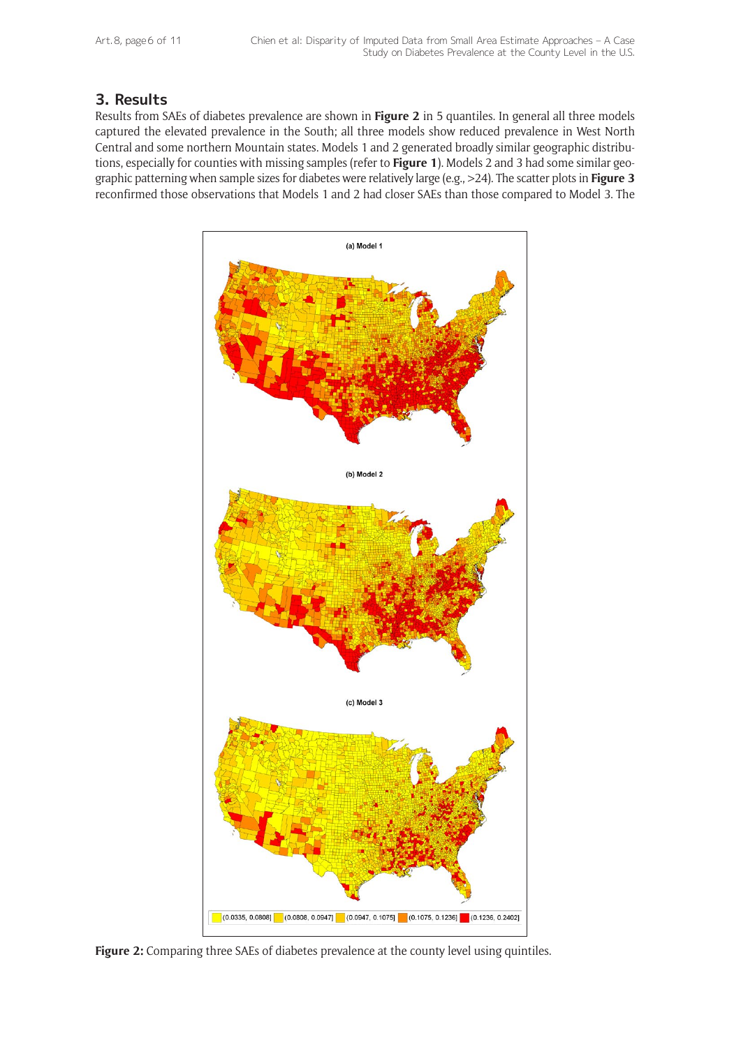## 3. Results

Results from SAEs of diabetes prevalence are shown in **Figure 2** in 5 quantiles. In general all three models captured the elevated prevalence in the South; all three models show reduced prevalence in West North Central and some northern Mountain states. Models 1 and 2 generated broadly similar geographic distributions, especially for counties with missing samples (refer to **Figure 1**). Models 2 and 3 had some similar geographic patterning when sample sizes for diabetes were relatively large (e.g., >24). The scatter plots in **Figure 3** reconfirmed those observations that Models 1 and 2 had closer SAEs than those compared to Model 3. The

**Figure 2:** Comparing three SAEs of diabetes prevalence at the county level using quintiles.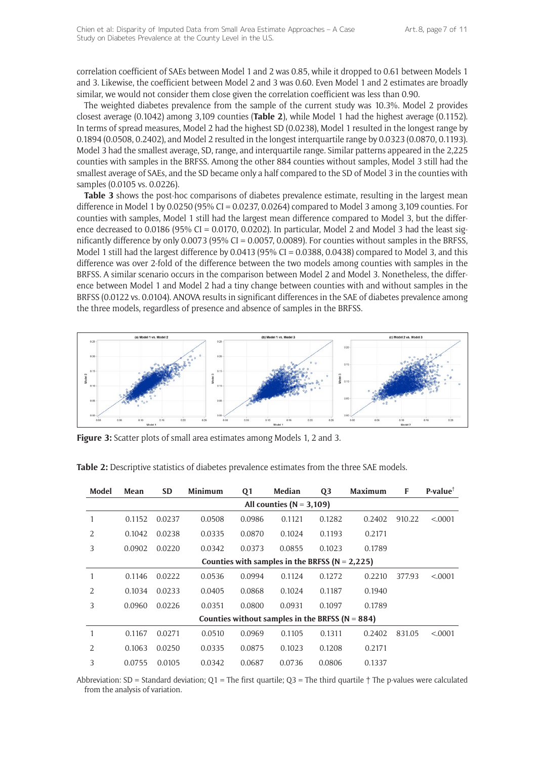correlation coefficient of SAEs between Model 1 and 2 was 0.85, while it dropped to 0.61 between Models 1 and 3. Likewise, the coefficient between Model 2 and 3 was 0.60. Even Model 1 and 2 estimates are broadly similar, we would not consider them close given the correlation coefficient was less than 0.90.

The weighted diabetes prevalence from the sample of the current study was 10.3%. Model 2 provides closest average (0.1042) among 3,109 counties (**Table 2**), while Model 1 had the highest average (0.1152). In terms of spread measures, Model 2 had the highest SD (0.0238), Model 1 resulted in the longest range by 0.1894 (0.0508, 0.2402), and Model 2 resulted in the longest interquartile range by 0.0323 (0.0870, 0.1193). Model 3 had the smallest average, SD, range, and interquartile range. Similar patterns appeared in the 2,225 counties with samples in the BRFSS. Among the other 884 counties without samples, Model 3 still had the smallest average of SAEs, and the SD became only a half compared to the SD of Model 3 in the counties with samples (0.0105 vs. 0.0226).

**Table 3** shows the post-hoc comparisons of diabetes prevalence estimate, resulting in the largest mean difference in Model 1 by 0.0250 (95% CI = 0.0237, 0.0264) compared to Model 3 among 3,109 counties. For counties with samples, Model 1 still had the largest mean difference compared to Model 3, but the difference decreased to 0.0186 (95% CI = 0.0170, 0.0202). In particular, Model 2 and Model 3 had the least significantly difference by only 0.0073 (95% CI = 0.0057, 0.0089). For counties without samples in the BRFSS, Model 1 still had the largest difference by 0.0413 (95% CI = 0.0388, 0.0438) compared to Model 3, and this difference was over 2-fold of the difference between the two models among counties with samples in the BRFSS. A similar scenario occurs in the comparison between Model 2 and Model 3. Nonetheless, the difference between Model 1 and Model 2 had a tiny change between counties with and without samples in the BRFSS (0.0122 vs. 0.0104). ANOVA results in significant differences in the SAE of diabetes prevalence among the three models, regardless of presence and absence of samples in the BRFSS.

**Figure 3:** Scatter plots of small area estimates among Models 1, 2 and 3.

**Table 2:** Descriptive statistics of diabetes prevalence estimates from the three SAE models.

| Model | Mean | SD | Minimum | Q1 | Median | Q3 | Maximum | F | P-value† |
|---|---|---|---|---|---|---|---|---|---|
| **All counties (N = 3,109)** | | | | | | | | | |
| 1 | 0.1152 | 0.0237 | 0.0508 | 0.0986 | 0.1121 | 0.1282 | 0.2402 | 910.22 | <.0001 |
| 2 | 0.1042 | 0.0238 | 0.0335 | 0.0870 | 0.1024 | 0.1193 | 0.2171 | | |
| 3 | 0.0902 | 0.0220 | 0.0342 | 0.0373 | 0.0855 | 0.1023 | 0.1789 | | |
| **Counties with samples in the BRFSS (N = 2,225)** | | | | | | | | | |
| 1 | 0.1146 | 0.0222 | 0.0536 | 0.0994 | 0.1124 | 0.1272 | 0.2210 | 377.93 | <.0001 |
| 2 | 0.1034 | 0.0233 | 0.0405 | 0.0868 | 0.1024 | 0.1187 | 0.1940 | | |
| 3 | 0.0960 | 0.0226 | 0.0351 | 0.0800 | 0.0931 | 0.1097 | 0.1789 | | |
| **Counties without samples in the BRFSS (N = 884)** | | | | | | | | | |
| 1 | 0.1167 | 0.0271 | 0.0510 | 0.0969 | 0.1105 | 0.1311 | 0.2402 | 831.05 | <.0001 |
| 2 | 0.1063 | 0.0250 | 0.0335 | 0.0875 | 0.1023 | 0.1208 | 0.2171 | | |
| 3 | 0.0755 | 0.0105 | 0.0342 | 0.0687 | 0.0736 | 0.0806 | 0.1337 | | |

Abbreviation: SD = Standard deviation; Q1 = The first quartile; Q3 = The third quartile † The p-values were calculated from the analysis of variation.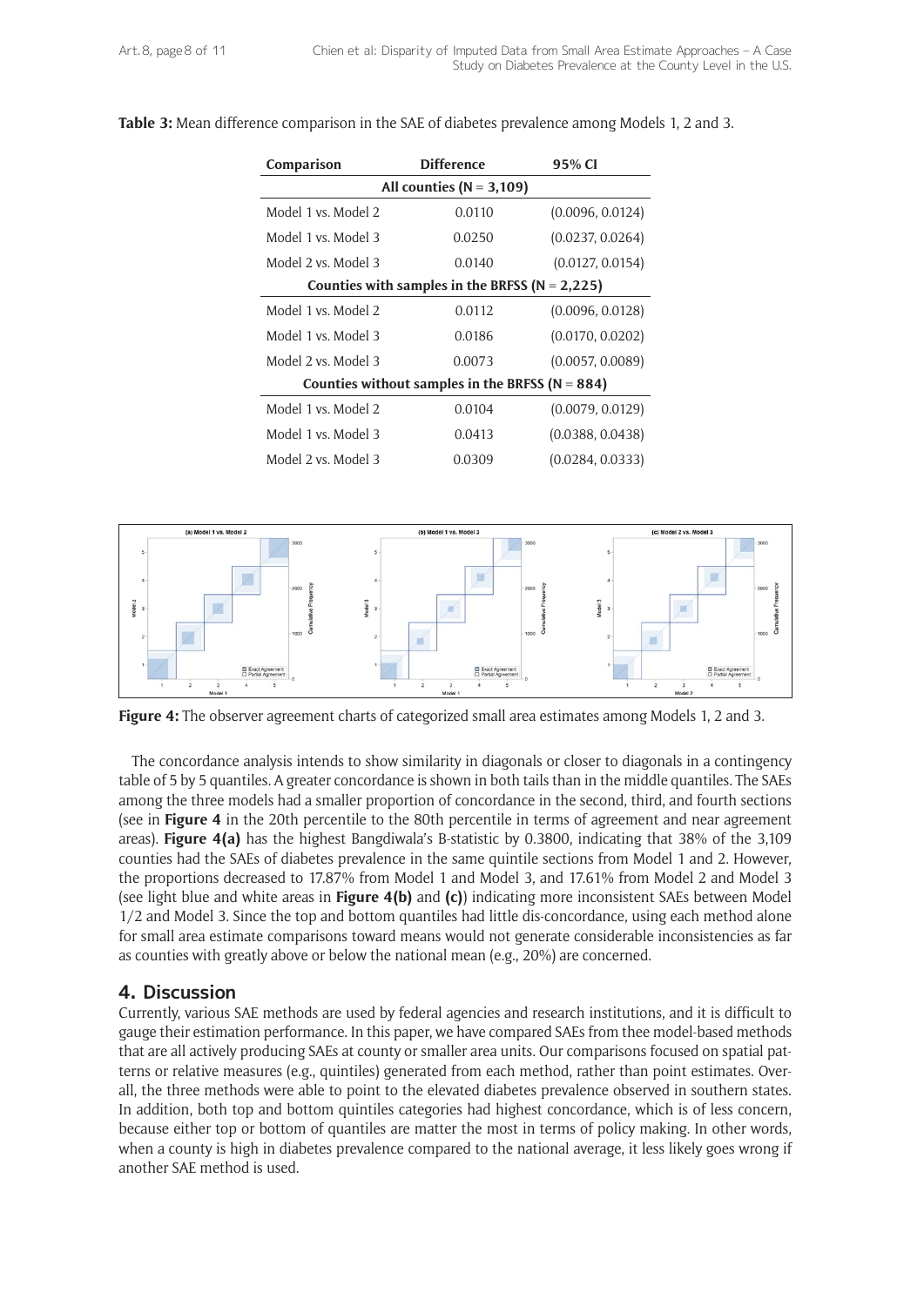**Table 3:** Mean difference comparison in the SAE of diabetes prevalence among Models 1, 2 and 3.

| Comparison | Difference | 95% CI |
|---|---|---|
| **All counties (N = 3,109)** | | |
| Model 1 vs. Model 2 | 0.0110 | (0.0096, 0.0124) |
| Model 1 vs. Model 3 | 0.0250 | (0.0237, 0.0264) |
| Model 2 vs. Model 3 | 0.0140 | (0.0127, 0.0154) |
| **Counties with samples in the BRFSS (N = 2,225)** | | |
| Model 1 vs. Model 2 | 0.0112 | (0.0096, 0.0128) |
| Model 1 vs. Model 3 | 0.0186 | (0.0170, 0.0202) |
| Model 2 vs. Model 3 | 0.0073 | (0.0057, 0.0089) |
| **Counties without samples in the BRFSS (N = 884)** | | |
| Model 1 vs. Model 2 | 0.0104 | (0.0079, 0.0129) |
| Model 1 vs. Model 3 | 0.0413 | (0.0388, 0.0438) |
| Model 2 vs. Model 3 | 0.0309 | (0.0284, 0.0333) |

**Figure 4:** The observer agreement charts of categorized small area estimates among Models 1, 2 and 3.

The concordance analysis intends to show similarity in diagonals or closer to diagonals in a contingency table of 5 by 5 quantiles. A greater concordance is shown in both tails than in the middle quantiles. The SAEs among the three models had a smaller proportion of concordance in the second, third, and fourth sections (see in **Figure 4** in the 20th percentile to the 80th percentile in terms of agreement and near agreement areas). **Figure 4(a)** has the highest Bangdiwala's B-statistic by 0.3800, indicating that 38% of the 3,109 counties had the SAEs of diabetes prevalence in the same quintile sections from Model 1 and 2. However, the proportions decreased to 17.87% from Model 1 and Model 3, and 17.61% from Model 2 and Model 3 (see light blue and white areas in **Figure 4(b)** and **(c)**) indicating more inconsistent SAEs between Model 1/2 and Model 3. Since the top and bottom quantiles had little dis-concordance, using each method alone for small area estimate comparisons toward means would not generate considerable inconsistencies as far as counties with greatly above or below the national mean (e.g., 20%) are concerned.

## 4. Discussion

Currently, various SAE methods are used by federal agencies and research institutions, and it is difficult to gauge their estimation performance. In this paper, we have compared SAEs from thee model-based methods that are all actively producing SAEs at county or smaller area units. Our comparisons focused on spatial patterns or relative measures (e.g., quintiles) generated from each method, rather than point estimates. Overall, the three methods were able to point to the elevated diabetes prevalence observed in southern states. In addition, both top and bottom quintiles categories had highest concordance, which is of less concern, because either top or bottom of quantiles are matter the most in terms of policy making. In other words, when a county is high in diabetes prevalence compared to the national average, it less likely goes wrong if another SAE method is used.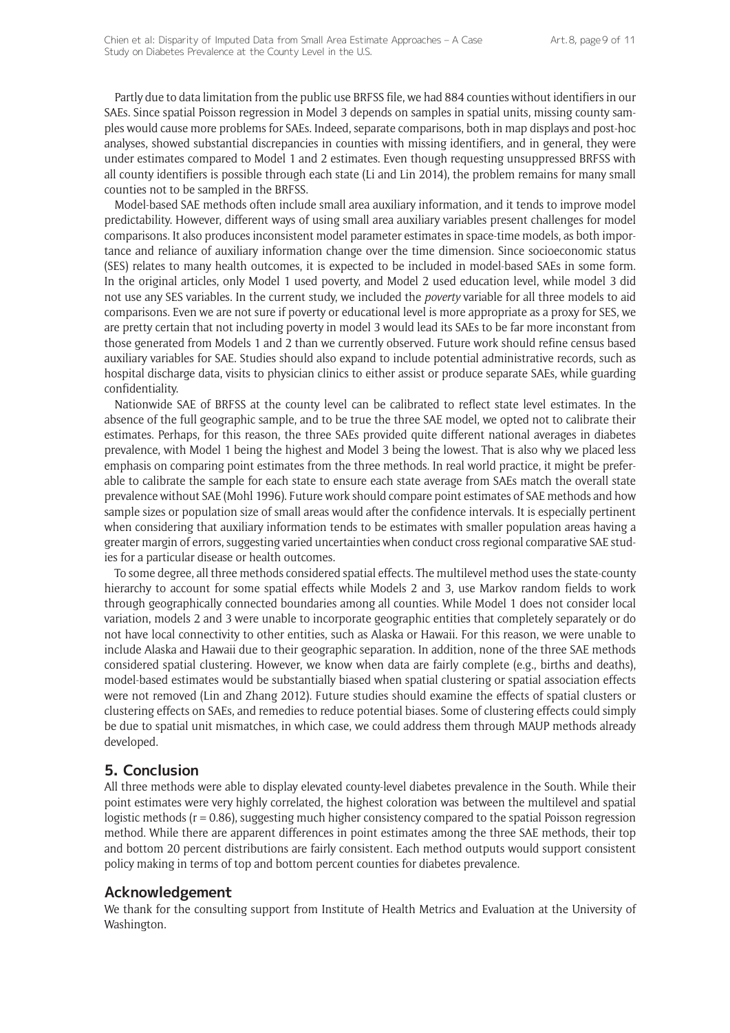Partly due to data limitation from the public use BRFSS file, we had 884 counties without identifiers in our SAEs. Since spatial Poisson regression in Model 3 depends on samples in spatial units, missing county samples would cause more problems for SAEs. Indeed, separate comparisons, both in map displays and post-hoc analyses, showed substantial discrepancies in counties with missing identifiers, and in general, they were under estimates compared to Model 1 and 2 estimates. Even though requesting unsuppressed BRFSS with all county identifiers is possible through each state (Li and Lin 2014), the problem remains for many small counties not to be sampled in the BRFSS.

Model-based SAE methods often include small area auxiliary information, and it tends to improve model predictability. However, different ways of using small area auxiliary variables present challenges for model comparisons. It also produces inconsistent model parameter estimates in space-time models, as both importance and reliance of auxiliary information change over the time dimension. Since socioeconomic status (SES) relates to many health outcomes, it is expected to be included in model-based SAEs in some form. In the original articles, only Model 1 used poverty, and Model 2 used education level, while model 3 did not use any SES variables. In the current study, we included the *poverty* variable for all three models to aid comparisons. Even we are not sure if poverty or educational level is more appropriate as a proxy for SES, we are pretty certain that not including poverty in model 3 would lead its SAEs to be far more inconstant from those generated from Models 1 and 2 than we currently observed. Future work should refine census based auxiliary variables for SAE. Studies should also expand to include potential administrative records, such as hospital discharge data, visits to physician clinics to either assist or produce separate SAEs, while guarding confidentiality.

Nationwide SAE of BRFSS at the county level can be calibrated to reflect state level estimates. In the absence of the full geographic sample, and to be true the three SAE model, we opted not to calibrate their estimates. Perhaps, for this reason, the three SAEs provided quite different national averages in diabetes prevalence, with Model 1 being the highest and Model 3 being the lowest. That is also why we placed less emphasis on comparing point estimates from the three methods. In real world practice, it might be preferable to calibrate the sample for each state to ensure each state average from SAEs match the overall state prevalence without SAE (Mohl 1996). Future work should compare point estimates of SAE methods and how sample sizes or population size of small areas would after the confidence intervals. It is especially pertinent when considering that auxiliary information tends to be estimates with smaller population areas having a greater margin of errors, suggesting varied uncertainties when conduct cross regional comparative SAE studies for a particular disease or health outcomes.

To some degree, all three methods considered spatial effects. The multilevel method uses the state-county hierarchy to account for some spatial effects while Models 2 and 3, use Markov random fields to work through geographically connected boundaries among all counties. While Model 1 does not consider local variation, models 2 and 3 were unable to incorporate geographic entities that completely separately or do not have local connectivity to other entities, such as Alaska or Hawaii. For this reason, we were unable to include Alaska and Hawaii due to their geographic separation. In addition, none of the three SAE methods considered spatial clustering. However, we know when data are fairly complete (e.g., births and deaths), model-based estimates would be substantially biased when spatial clustering or spatial association effects were not removed (Lin and Zhang 2012). Future studies should examine the effects of spatial clusters or clustering effects on SAEs, and remedies to reduce potential biases. Some of clustering effects could simply be due to spatial unit mismatches, in which case, we could address them through MAUP methods already developed.

## 5. Conclusion

All three methods were able to display elevated county-level diabetes prevalence in the South. While their point estimates were very highly correlated, the highest coloration was between the multilevel and spatial logistic methods ($r = 0.86$), suggesting much higher consistency compared to the spatial Poisson regression method. While there are apparent differences in point estimates among the three SAE methods, their top and bottom 20 percent distributions are fairly consistent. Each method outputs would support consistent policy making in terms of top and bottom percent counties for diabetes prevalence.

## Acknowledgement

We thank for the consulting support from Institute of Health Metrics and Evaluation at the University of Washington.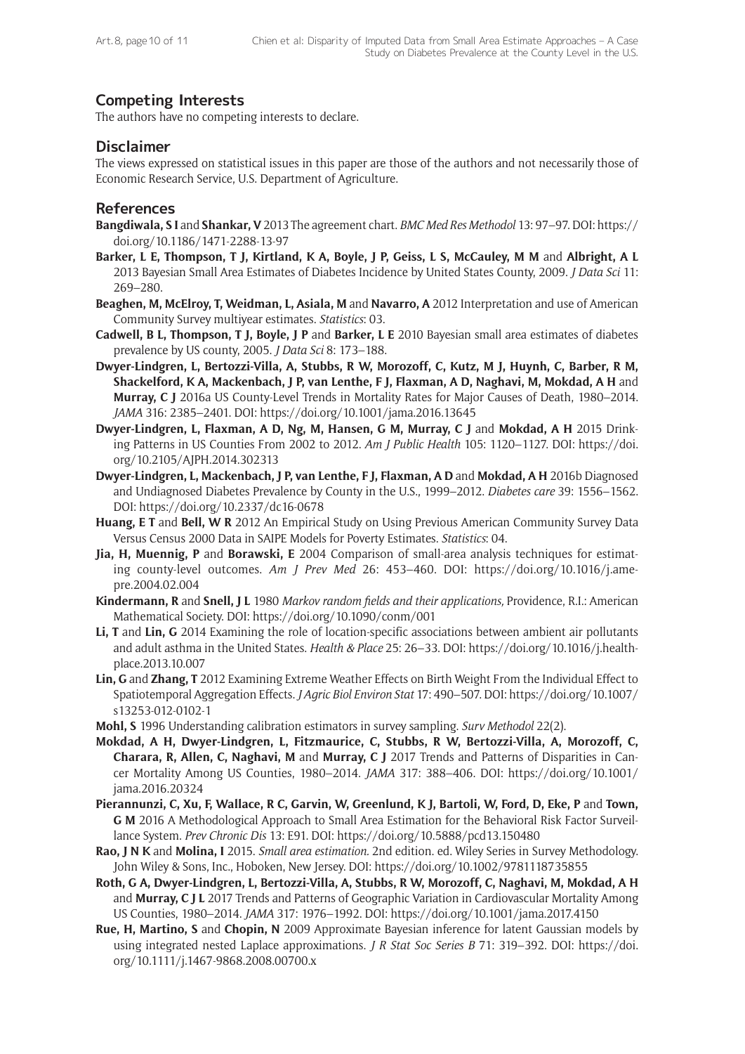## Competing Interests

The authors have no competing interests to declare.

## Disclaimer

The views expressed on statistical issues in this paper are those of the authors and not necessarily those of Economic Research Service, U.S. Department of Agriculture.

## References

**Bangdiwala, S I** and **Shankar, V** 2013 The agreement chart. *BMC Med Res Methodol* 13: 97–97. DOI: https://doi.org/10.1186/1471-2288-13-97

**Barker, L E, Thompson, T J, Kirtland, K A, Boyle, J P, Geiss, L S, McCauley, M M** and **Albright, A L** 2013 Bayesian Small Area Estimates of Diabetes Incidence by United States County, 2009. *J Data Sci* 11: 269–280.

**Beaghen, M, McElroy, T, Weidman, L, Asiala, M** and **Navarro, A** 2012 Interpretation and use of American Community Survey multiyear estimates. *Statistics*: 03.

**Cadwell, B L, Thompson, T J, Boyle, J P** and **Barker, L E** 2010 Bayesian small area estimates of diabetes prevalence by US county, 2005. *J Data Sci* 8: 173–188.

**Dwyer-Lindgren, L, Bertozzi-Villa, A, Stubbs, R W, Morozoff, C, Kutz, M J, Huynh, C, Barber, R M, Shackelford, K A, Mackenbach, J P, van Lenthe, F J, Flaxman, A D, Naghavi, M, Mokdad, A H** and **Murray, C J** 2016a US County-Level Trends in Mortality Rates for Major Causes of Death, 1980–2014. *JAMA* 316: 2385–2401. DOI: https://doi.org/10.1001/jama.2016.13645

**Dwyer-Lindgren, L, Flaxman, A D, Ng, M, Hansen, G M, Murray, C J** and **Mokdad, A H** 2015 Drinking Patterns in US Counties From 2002 to 2012. *Am J Public Health* 105: 1120–1127. DOI: https://doi.org/10.2105/AJPH.2014.302313

**Dwyer-Lindgren, L, Mackenbach, J P, van Lenthe, F J, Flaxman, A D** and **Mokdad, A H** 2016b Diagnosed and Undiagnosed Diabetes Prevalence by County in the U.S., 1999–2012. *Diabetes care* 39: 1556–1562. DOI: https://doi.org/10.2337/dc16-0678

**Huang, E T** and **Bell, W R** 2012 An Empirical Study on Using Previous American Community Survey Data Versus Census 2000 Data in SAIPE Models for Poverty Estimates. *Statistics*: 04.

**Jia, H, Muennig, P** and **Borawski, E** 2004 Comparison of small-area analysis techniques for estimating county-level outcomes. *Am J Prev Med* 26: 453–460. DOI: https://doi.org/10.1016/j.amepre.2004.02.004

**Kindermann, R** and **Snell, J L** 1980 *Markov random fields and their applications,* Providence, R.I.: American Mathematical Society. DOI: https://doi.org/10.1090/conm/001

**Li, T** and **Lin, G** 2014 Examining the role of location-specific associations between ambient air pollutants and adult asthma in the United States. *Health & Place* 25: 26–33. DOI: https://doi.org/10.1016/j.healthplace.2013.10.007

**Lin, G** and **Zhang, T** 2012 Examining Extreme Weather Effects on Birth Weight From the Individual Effect to Spatiotemporal Aggregation Effects. *J Agric Biol Environ Stat* 17: 490–507. DOI: https://doi.org/10.1007/s13253-012-0102-1

**Mohl, S** 1996 Understanding calibration estimators in survey sampling. *Surv Methodol* 22(2).

**Mokdad, A H, Dwyer-Lindgren, L, Fitzmaurice, C, Stubbs, R W, Bertozzi-Villa, A, Morozoff, C, Charara, R, Allen, C, Naghavi, M** and **Murray, C J** 2017 Trends and Patterns of Disparities in Cancer Mortality Among US Counties, 1980–2014. *JAMA* 317: 388–406. DOI: https://doi.org/10.1001/jama.2016.20324

**Pierannunzi, C, Xu, F, Wallace, R C, Garvin, W, Greenlund, K J, Bartoli, W, Ford, D, Eke, P** and **Town, G M** 2016 A Methodological Approach to Small Area Estimation for the Behavioral Risk Factor Surveillance System. *Prev Chronic Dis* 13: E91. DOI: https://doi.org/10.5888/pcd13.150480

**Rao, J N K** and **Molina, I** 2015. *Small area estimation.* 2nd edition. ed. Wiley Series in Survey Methodology. John Wiley & Sons, Inc., Hoboken, New Jersey. DOI: https://doi.org/10.1002/9781118735855

**Roth, G A, Dwyer-Lindgren, L, Bertozzi-Villa, A, Stubbs, R W, Morozoff, C, Naghavi, M, Mokdad, A H** and **Murray, C J L** 2017 Trends and Patterns of Geographic Variation in Cardiovascular Mortality Among US Counties, 1980–2014. *JAMA* 317: 1976–1992. DOI: https://doi.org/10.1001/jama.2017.4150

**Rue, H, Martino, S** and **Chopin, N** 2009 Approximate Bayesian inference for latent Gaussian models by using integrated nested Laplace approximations. *J R Stat Soc Series B* 71: 319–392. DOI: https://doi.org/10.1111/j.1467-9868.2008.00700.x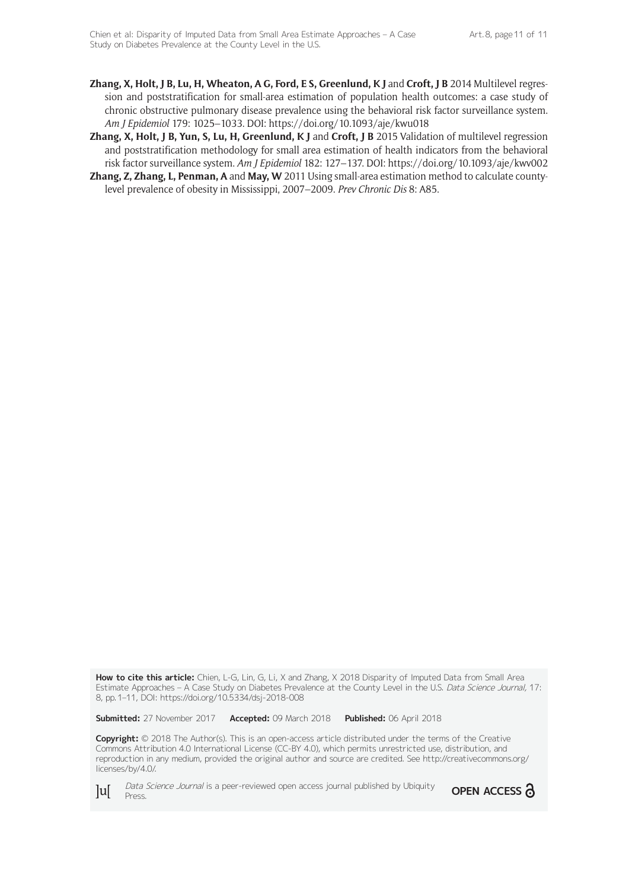**Zhang, X, Holt, J B, Lu, H, Wheaton, A G, Ford, E S, Greenlund, K J** and **Croft, J B** 2014 Multilevel regression and poststratification for small-area estimation of population health outcomes: a case study of chronic obstructive pulmonary disease prevalence using the behavioral risk factor surveillance system. *Am J Epidemiol* 179: 1025–1033. DOI: https://doi.org/10.1093/aje/kwu018

**Zhang, X, Holt, J B, Yun, S, Lu, H, Greenlund, K J** and **Croft, J B** 2015 Validation of multilevel regression and poststratification methodology for small area estimation of health indicators from the behavioral risk factor surveillance system. *Am J Epidemiol* 182: 127–137. DOI: https://doi.org/10.1093/aje/kwv002

**Zhang, Z, Zhang, L, Penman, A** and **May, W** 2011 Using small-area estimation method to calculate county-level prevalence of obesity in Mississippi, 2007–2009. *Prev Chronic Dis* 8: A85.

**How to cite this article:** Chien, L-G, Lin, G, Li, X and Zhang, X 2018 Disparity of Imputed Data from Small Area Estimate Approaches – A Case Study on Diabetes Prevalence at the County Level in the U.S. *Data Science Journal,* 17: 8, pp. 1–11, DOI: https://doi.org/10.5334/dsj-2018-008

**Submitted:** 27 November 2017 **Accepted:** 09 March 2018 **Published:** 06 April 2018

**Copyright:** © 2018 The Author(s). This is an open-access article distributed under the terms of the Creative Commons Attribution 4.0 International License (CC-BY 4.0), which permits unrestricted use, distribution, and reproduction in any medium, provided the original author and source are credited. See http://creativecommons.org/licenses/by/4.0/.

*Data Science Journal* is a peer-reviewed open access journal published by Ubiquity Press.

**OPEN ACCESS**